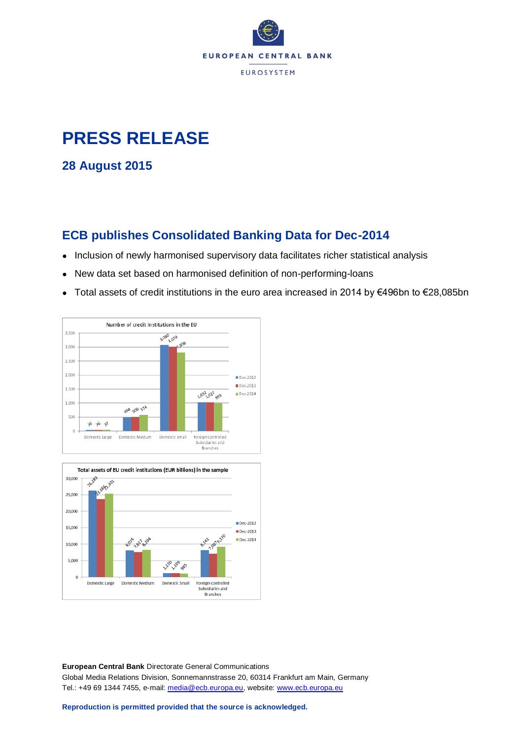EUROPEAN CENTRAL BANK

EUROSYSTEM

# PRESS RELEASE

## 28 August 2015

## ECB publishes Consolidated Banking Data for Dec-2014

- Inclusion of newly harmonised supervisory data facilitates richer statistical analysis
- New data set based on harmonised definition of non-performing-loans
- Total assets of credit institutions in the euro area increased in 2014 by €496bn to €28,085bn

Number of credit institutions in the EU

| | Dec-2012 | Dec-2013 | Dec-2014 |
|---|---|---|---|
| Domestic Large | 36 | 36 | 37 |
| Domestic Medium | 494 | 506 | 574 |
| Domestic Small | 3,080 | 3,019 | 2,808 |
| Foreign-controlled Subsidiaries and Branches | 1,032 | 1,027 | 993 |

Total assets of EU credit institutions (EUR billions) in the sample

| | Dec-2012 | Dec-2013 | Dec-2014 |
|---|---|---|---|
| Domestic Large | 26,289 | 23,665 | 25,301 |
| Domestic Medium | 8,075 | 7,617 | 8,204 |
| Domestic Small | 1,120 | 1,109 | 985 |
| Foreign-controlled Subsidiaries and Branches | 8,141 | 7,087 | 9,170 |

**European Central Bank** Directorate General Communications
Global Media Relations Division, Sonnemannstrasse 20, 60314 Frankfurt am Main, Germany
Tel.: +49 69 1344 7455, e-mail: media@ecb.europa.eu, website: www.ecb.europa.eu

**Reproduction is permitted provided that the source is acknowledged.**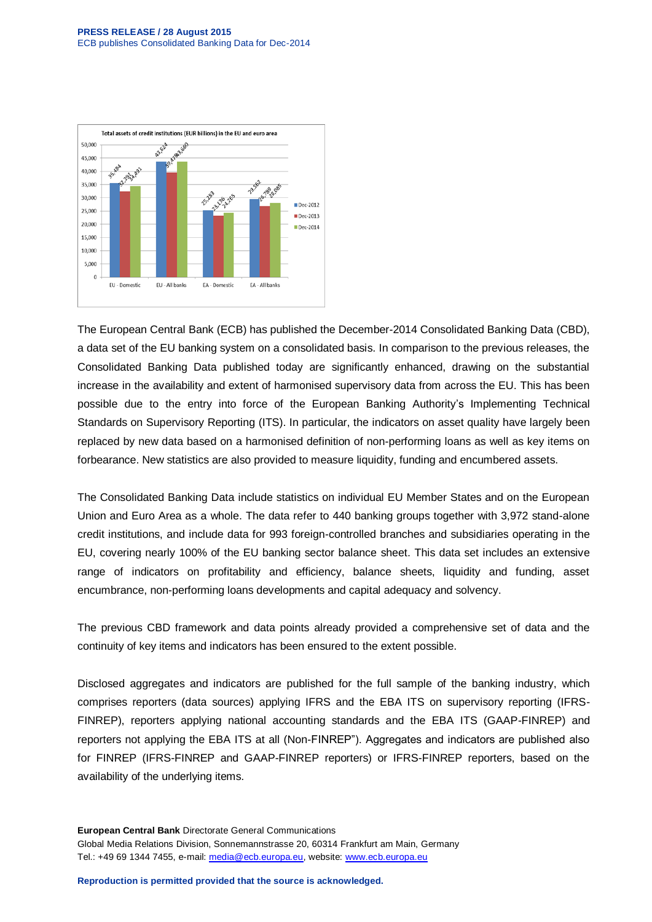Total assets of credit institutions (EUR billions) in the EU and euro area

| | Dec-2012 | Dec-2013 | Dec-2014 |
|---|---|---|---|
| EU - Domestic | 35,484 | 32,293 | 34,491 |
| EU - All banks | 43,624 | 39,479 | 43,600 |
| EA - Domestic | 25,283 | 23,136 | 24,265 |
| EA - All banks | 29,562 | 26,789 | 28,065 |

The European Central Bank (ECB) has published the December-2014 Consolidated Banking Data (CBD), a data set of the EU banking system on a consolidated basis. In comparison to the previous releases, the Consolidated Banking Data published today are significantly enhanced, drawing on the substantial increase in the availability and extent of harmonised supervisory data from across the EU. This has been possible due to the entry into force of the European Banking Authority's Implementing Technical Standards on Supervisory Reporting (ITS). In particular, the indicators on asset quality have largely been replaced by new data based on a harmonised definition of non-performing loans as well as key items on forbearance. New statistics are also provided to measure liquidity, funding and encumbered assets.

The Consolidated Banking Data include statistics on individual EU Member States and on the European Union and Euro Area as a whole. The data refer to 440 banking groups together with 3,972 stand-alone credit institutions, and include data for 993 foreign-controlled branches and subsidiaries operating in the EU, covering nearly 100% of the EU banking sector balance sheet. This data set includes an extensive range of indicators on profitability and efficiency, balance sheets, liquidity and funding, asset encumbrance, non-performing loans developments and capital adequacy and solvency.

The previous CBD framework and data points already provided a comprehensive set of data and the continuity of key items and indicators has been ensured to the extent possible.

Disclosed aggregates and indicators are published for the full sample of the banking industry, which comprises reporters (data sources) applying IFRS and the EBA ITS on supervisory reporting (IFRS-FINREP), reporters applying national accounting standards and the EBA ITS (GAAP-FINREP) and reporters not applying the EBA ITS at all (Non-FINREP"). Aggregates and indicators are published also for FINREP (IFRS-FINREP and GAAP-FINREP reporters) or IFRS-FINREP reporters, based on the availability of the underlying items.

**European Central Bank** Directorate General Communications
Global Media Relations Division, Sonnemannstrasse 20, 60314 Frankfurt am Main, Germany
Tel.: +49 69 1344 7455, e-mail: media@ecb.europa.eu, website: www.ecb.europa.eu

**Reproduction is permitted provided that the source is acknowledged.**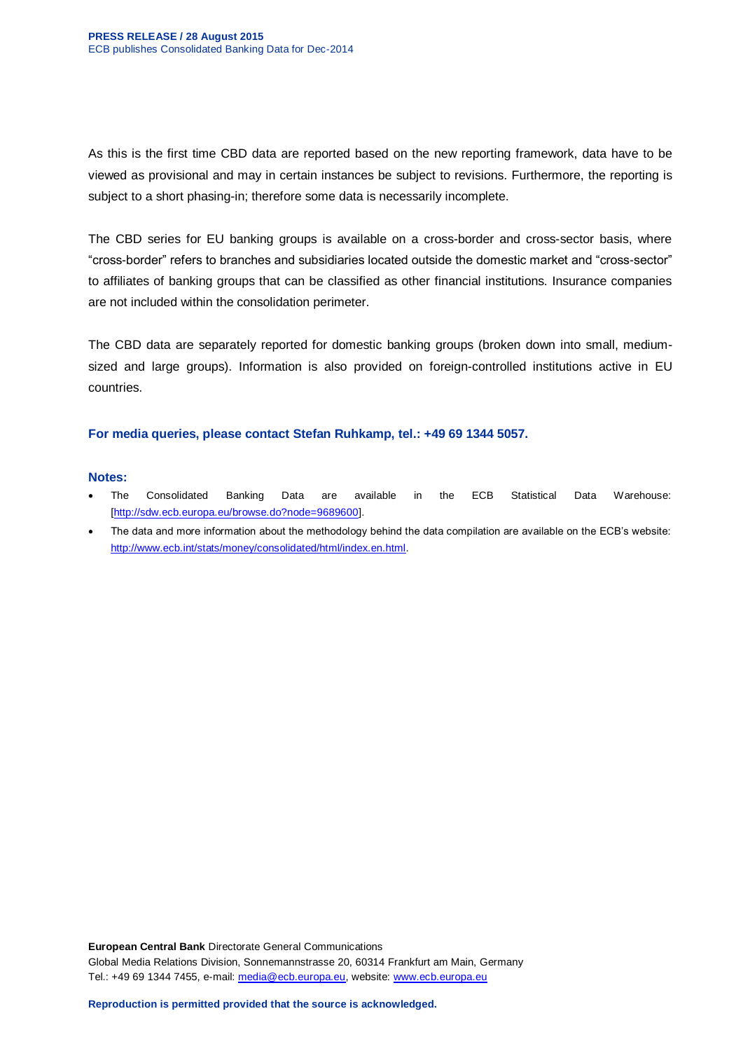As this is the first time CBD data are reported based on the new reporting framework, data have to be viewed as provisional and may in certain instances be subject to revisions. Furthermore, the reporting is subject to a short phasing-in; therefore some data is necessarily incomplete.

The CBD series for EU banking groups is available on a cross-border and cross-sector basis, where "cross-border" refers to branches and subsidiaries located outside the domestic market and "cross-sector" to affiliates of banking groups that can be classified as other financial institutions. Insurance companies are not included within the consolidation perimeter.

The CBD data are separately reported for domestic banking groups (broken down into small, medium-sized and large groups). Information is also provided on foreign-controlled institutions active in EU countries.

**For media queries, please contact Stefan Ruhkamp, tel.: +49 69 1344 5057.**

**Notes:**

- The Consolidated Banking Data are available in the ECB Statistical Data Warehouse: [http://sdw.ecb.europa.eu/browse.do?node=9689600].
- The data and more information about the methodology behind the data compilation are available on the ECB's website: http://www.ecb.int/stats/money/consolidated/html/index.en.html.

**European Central Bank** Directorate General Communications
Global Media Relations Division, Sonnemannstrasse 20, 60314 Frankfurt am Main, Germany
Tel.: +49 69 1344 7455, e-mail: media@ecb.europa.eu, website: www.ecb.europa.eu

**Reproduction is permitted provided that the source is acknowledged.**